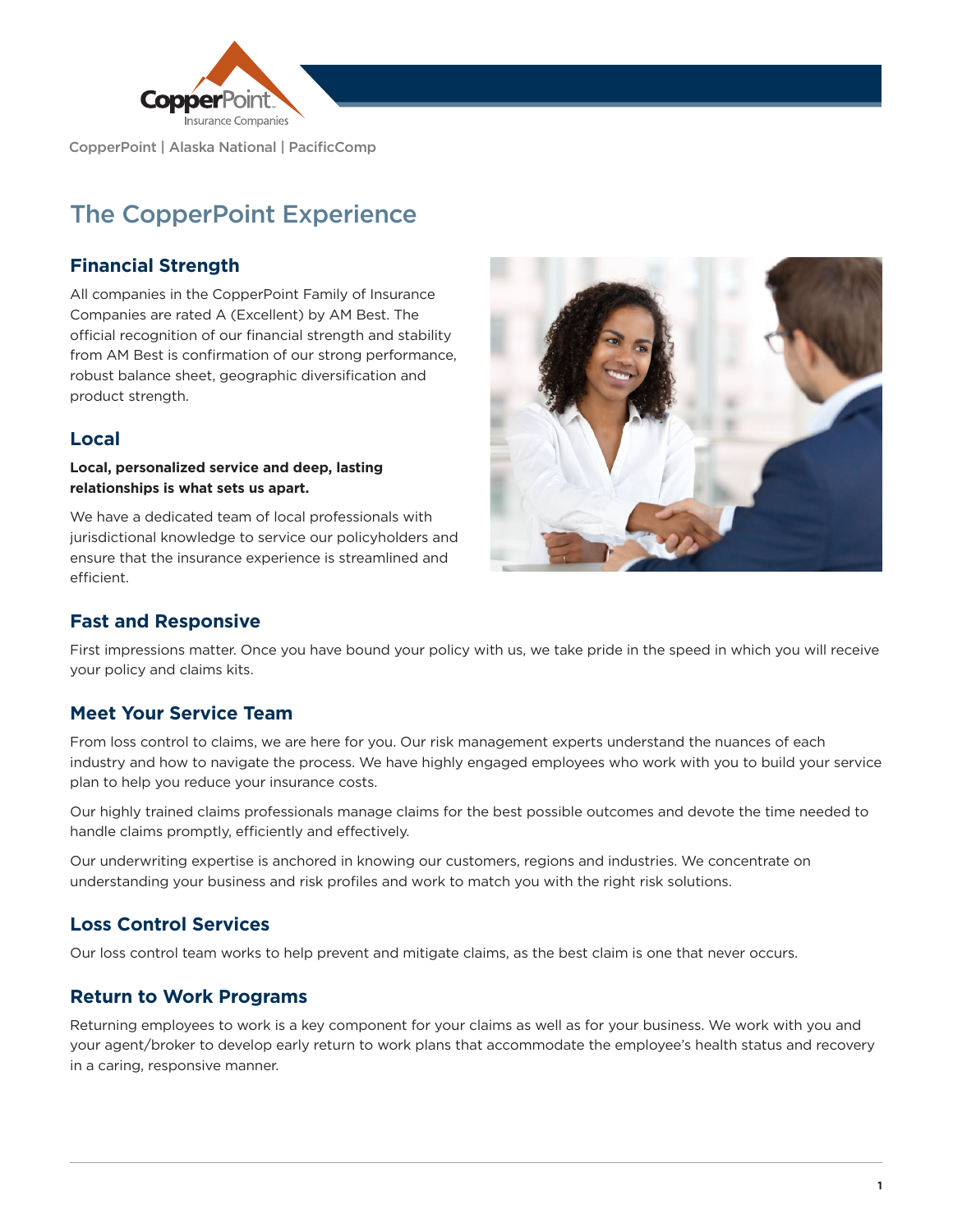CopperPoint | Alaska National | PacificComp

# The CopperPoint Experience

## Financial Strength

All companies in the CopperPoint Family of Insurance Companies are rated A (Excellent) by AM Best. The official recognition of our financial strength and stability from AM Best is confirmation of our strong performance, robust balance sheet, geographic diversification and product strength.

## Local

**Local, personalized service and deep, lasting relationships is what sets us apart.**

We have a dedicated team of local professionals with jurisdictional knowledge to service our policyholders and ensure that the insurance experience is streamlined and efficient.

## Fast and Responsive

First impressions matter. Once you have bound your policy with us, we take pride in the speed in which you will receive your policy and claims kits.

## Meet Your Service Team

From loss control to claims, we are here for you. Our risk management experts understand the nuances of each industry and how to navigate the process. We have highly engaged employees who work with you to build your service plan to help you reduce your insurance costs.

Our highly trained claims professionals manage claims for the best possible outcomes and devote the time needed to handle claims promptly, efficiently and effectively.

Our underwriting expertise is anchored in knowing our customers, regions and industries. We concentrate on understanding your business and risk profiles and work to match you with the right risk solutions.

## Loss Control Services

Our loss control team works to help prevent and mitigate claims, as the best claim is one that never occurs.

## Return to Work Programs

Returning employees to work is a key component for your claims as well as for your business. We work with you and your agent/broker to develop early return to work plans that accommodate the employee's health status and recovery in a caring, responsive manner.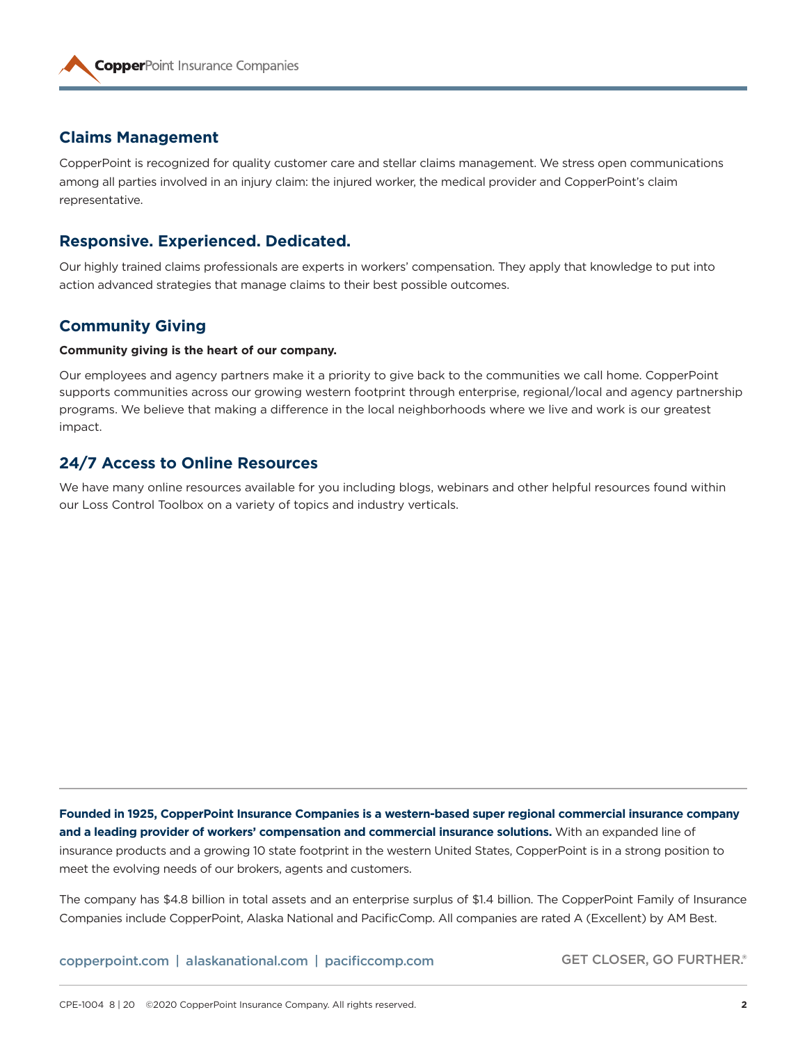## Claims Management

CopperPoint is recognized for quality customer care and stellar claims management. We stress open communications among all parties involved in an injury claim: the injured worker, the medical provider and CopperPoint's claim representative.

## Responsive. Experienced. Dedicated.

Our highly trained claims professionals are experts in workers' compensation. They apply that knowledge to put into action advanced strategies that manage claims to their best possible outcomes.

## Community Giving

**Community giving is the heart of our company.**

Our employees and agency partners make it a priority to give back to the communities we call home. CopperPoint supports communities across our growing western footprint through enterprise, regional/local and agency partnership programs. We believe that making a difference in the local neighborhoods where we live and work is our greatest impact.

## 24/7 Access to Online Resources

We have many online resources available for you including blogs, webinars and other helpful resources found within our Loss Control Toolbox on a variety of topics and industry verticals.

---

**Founded in 1925, CopperPoint Insurance Companies is a western-based super regional commercial insurance company and a leading provider of workers' compensation and commercial insurance solutions.** With an expanded line of insurance products and a growing 10 state footprint in the western United States, CopperPoint is in a strong position to meet the evolving needs of our brokers, agents and customers.

The company has $4.8 billion in total assets and an enterprise surplus of $1.4 billion. The CopperPoint Family of Insurance Companies include CopperPoint, Alaska National and PacificComp. All companies are rated A (Excellent) by AM Best.

copperpoint.com | alaskanational.com | pacificcomp.com

GET CLOSER, GO FURTHER.®

CPE-1004 8 | 20 ©2020 CopperPoint Insurance Company. All rights reserved.